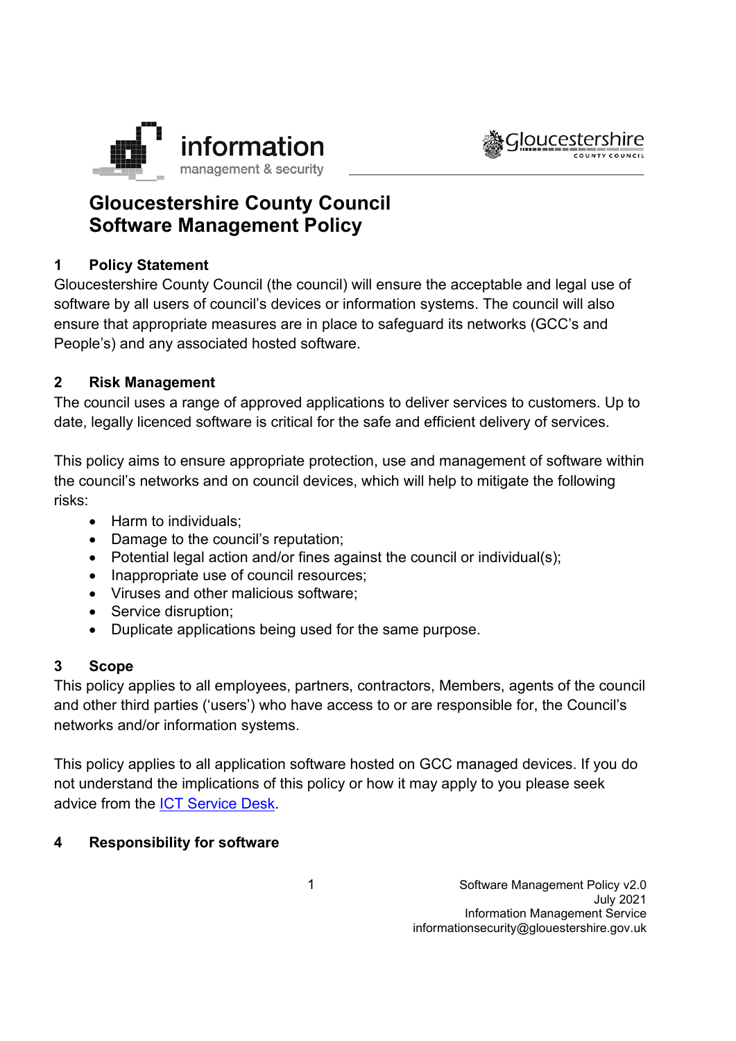# Gloucestershire County Council Software Management Policy

## 1 Policy Statement

Gloucestershire County Council (the council) will ensure the acceptable and legal use of software by all users of council's devices or information systems. The council will also ensure that appropriate measures are in place to safeguard its networks (GCC's and People's) and any associated hosted software.

## 2 Risk Management

The council uses a range of approved applications to deliver services to customers. Up to date, legally licenced software is critical for the safe and efficient delivery of services.

This policy aims to ensure appropriate protection, use and management of software within the council's networks and on council devices, which will help to mitigate the following risks:

- Harm to individuals;
- Damage to the council's reputation;
- Potential legal action and/or fines against the council or individual(s);
- Inappropriate use of council resources;
- Viruses and other malicious software;
- Service disruption;
- Duplicate applications being used for the same purpose.

## 3 Scope

This policy applies to all employees, partners, contractors, Members, agents of the council and other third parties ('users') who have access to or are responsible for, the Council's networks and/or information systems.

This policy applies to all application software hosted on GCC managed devices. If you do not understand the implications of this policy or how it may apply to you please seek advice from the ICT Service Desk.

## 4 Responsibility for software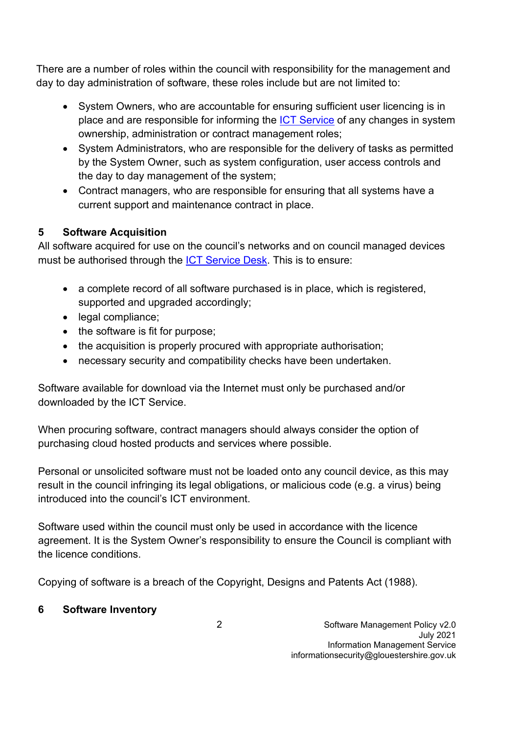There are a number of roles within the council with responsibility for the management and day to day administration of software, these roles include but are not limited to:

- System Owners, who are accountable for ensuring sufficient user licencing is in place and are responsible for informing the ICT Service of any changes in system ownership, administration or contract management roles;
- System Administrators, who are responsible for the delivery of tasks as permitted by the System Owner, such as system configuration, user access controls and the day to day management of the system;
- Contract managers, who are responsible for ensuring that all systems have a current support and maintenance contract in place.

## 5 Software Acquisition

All software acquired for use on the council's networks and on council managed devices must be authorised through the ICT Service Desk. This is to ensure:

- a complete record of all software purchased is in place, which is registered, supported and upgraded accordingly;
- legal compliance;
- the software is fit for purpose;
- the acquisition is properly procured with appropriate authorisation;
- necessary security and compatibility checks have been undertaken.

Software available for download via the Internet must only be purchased and/or downloaded by the ICT Service.

When procuring software, contract managers should always consider the option of purchasing cloud hosted products and services where possible.

Personal or unsolicited software must not be loaded onto any council device, as this may result in the council infringing its legal obligations, or malicious code (e.g. a virus) being introduced into the council's ICT environment.

Software used within the council must only be used in accordance with the licence agreement. It is the System Owner's responsibility to ensure the Council is compliant with the licence conditions.

Copying of software is a breach of the Copyright, Designs and Patents Act (1988).

## 6 Software Inventory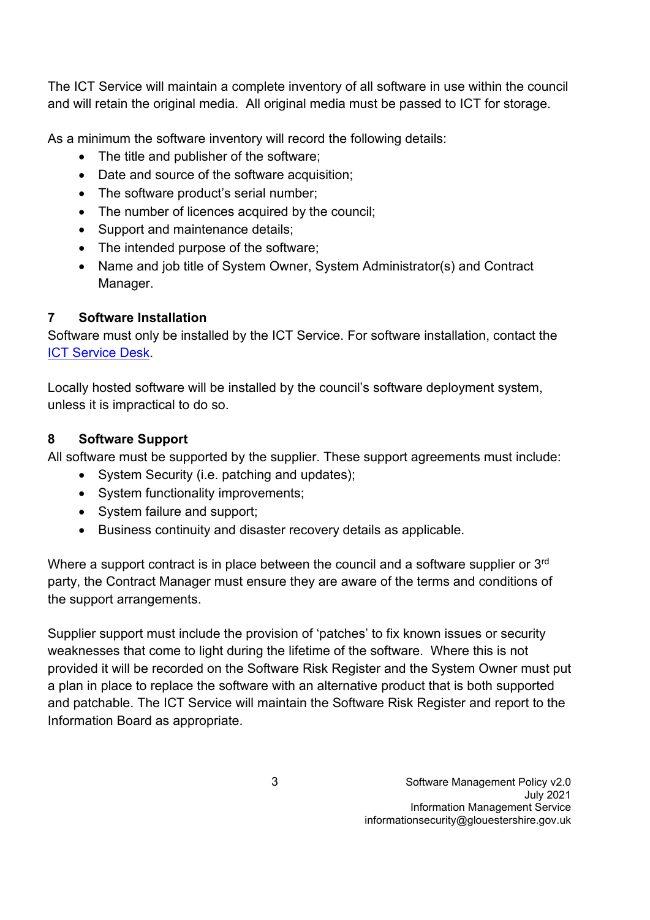The ICT Service will maintain a complete inventory of all software in use within the council and will retain the original media. All original media must be passed to ICT for storage.

As a minimum the software inventory will record the following details:

- The title and publisher of the software;
- Date and source of the software acquisition;
- The software product's serial number;
- The number of licences acquired by the council;
- Support and maintenance details;
- The intended purpose of the software;
- Name and job title of System Owner, System Administrator(s) and Contract Manager.

## 7 Software Installation

Software must only be installed by the ICT Service. For software installation, contact the [ICT Service Desk](#).

Locally hosted software will be installed by the council's software deployment system, unless it is impractical to do so.

## 8 Software Support

All software must be supported by the supplier. These support agreements must include:

- System Security (i.e. patching and updates);
- System functionality improvements;
- System failure and support;
- Business continuity and disaster recovery details as applicable.

Where a support contract is in place between the council and a software supplier or 3rd party, the Contract Manager must ensure they are aware of the terms and conditions of the support arrangements.

Supplier support must include the provision of 'patches' to fix known issues or security weaknesses that come to light during the lifetime of the software. Where this is not provided it will be recorded on the Software Risk Register and the System Owner must put a plan in place to replace the software with an alternative product that is both supported and patchable. The ICT Service will maintain the Software Risk Register and report to the Information Board as appropriate.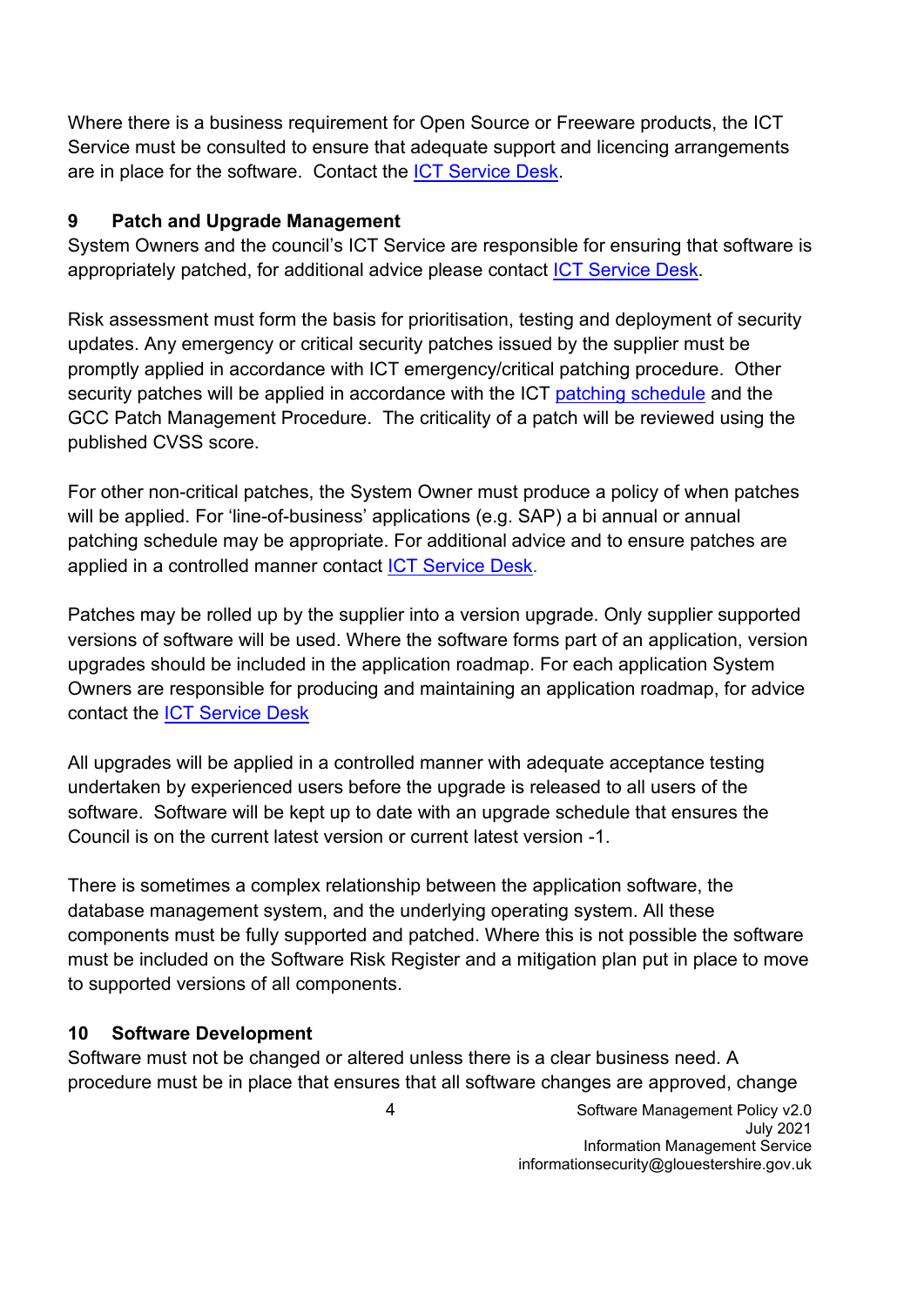Where there is a business requirement for Open Source or Freeware products, the ICT Service must be consulted to ensure that adequate support and licencing arrangements are in place for the software. Contact the ICT Service Desk.

## 9 Patch and Upgrade Management

System Owners and the council's ICT Service are responsible for ensuring that software is appropriately patched, for additional advice please contact ICT Service Desk.

Risk assessment must form the basis for prioritisation, testing and deployment of security updates. Any emergency or critical security patches issued by the supplier must be promptly applied in accordance with ICT emergency/critical patching procedure. Other security patches will be applied in accordance with the ICT patching schedule and the GCC Patch Management Procedure. The criticality of a patch will be reviewed using the published CVSS score.

For other non-critical patches, the System Owner must produce a policy of when patches will be applied. For 'line-of-business' applications (e.g. SAP) a bi annual or annual patching schedule may be appropriate. For additional advice and to ensure patches are applied in a controlled manner contact ICT Service Desk.

Patches may be rolled up by the supplier into a version upgrade. Only supplier supported versions of software will be used. Where the software forms part of an application, version upgrades should be included in the application roadmap. For each application System Owners are responsible for producing and maintaining an application roadmap, for advice contact the ICT Service Desk

All upgrades will be applied in a controlled manner with adequate acceptance testing undertaken by experienced users before the upgrade is released to all users of the software. Software will be kept up to date with an upgrade schedule that ensures the Council is on the current latest version or current latest version -1.

There is sometimes a complex relationship between the application software, the database management system, and the underlying operating system. All these components must be fully supported and patched. Where this is not possible the software must be included on the Software Risk Register and a mitigation plan put in place to move to supported versions of all components.

## 10 Software Development

Software must not be changed or altered unless there is a clear business need. A procedure must be in place that ensures that all software changes are approved, change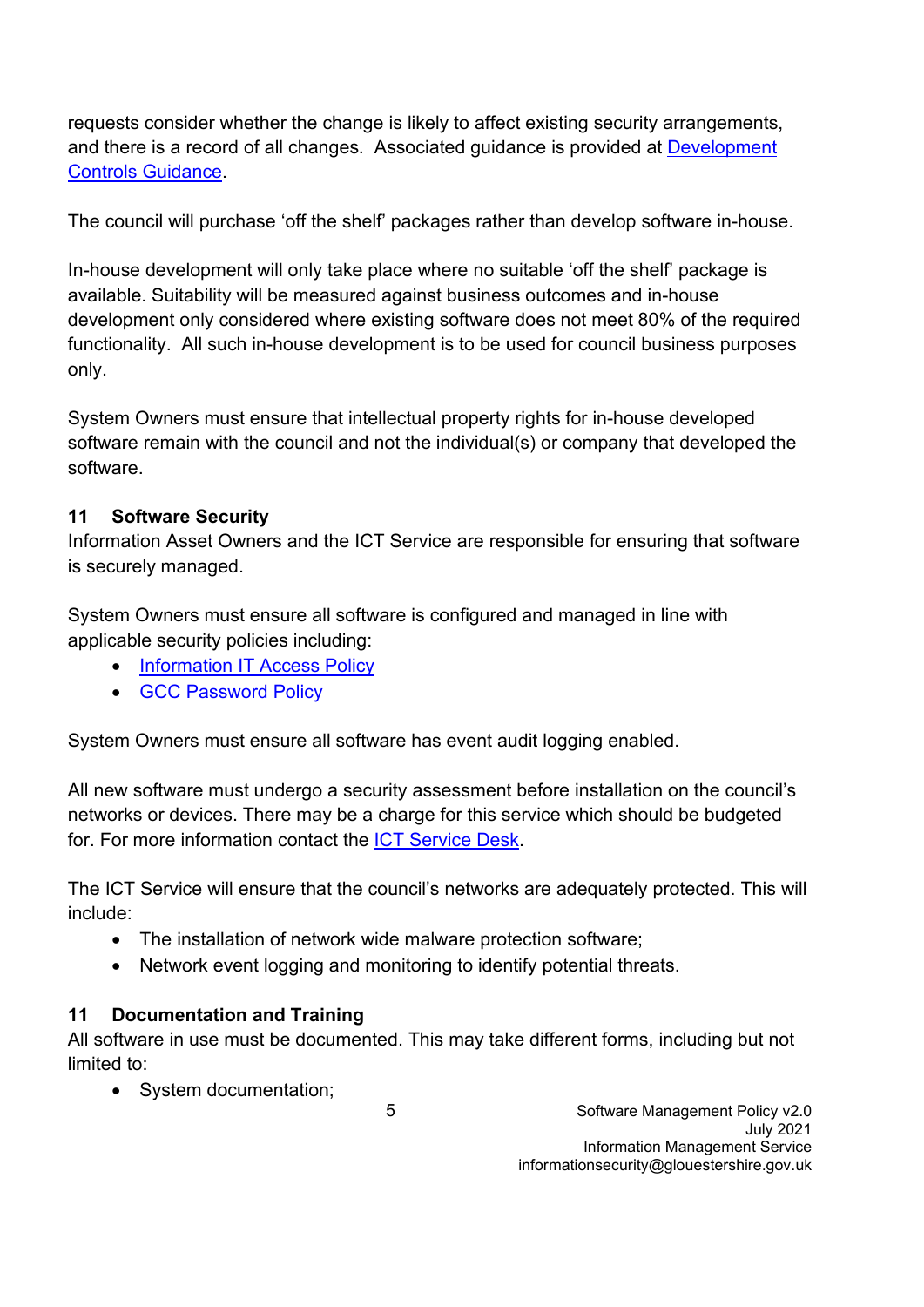requests consider whether the change is likely to affect existing security arrangements, and there is a record of all changes. Associated guidance is provided at [Development Controls Guidance](#).

The council will purchase 'off the shelf' packages rather than develop software in-house.

In-house development will only take place where no suitable 'off the shelf' package is available. Suitability will be measured against business outcomes and in-house development only considered where existing software does not meet 80% of the required functionality. All such in-house development is to be used for council business purposes only.

System Owners must ensure that intellectual property rights for in-house developed software remain with the council and not the individual(s) or company that developed the software.

## 11 Software Security

Information Asset Owners and the ICT Service are responsible for ensuring that software is securely managed.

System Owners must ensure all software is configured and managed in line with applicable security policies including:

- [Information IT Access Policy](#)
- [GCC Password Policy](#)

System Owners must ensure all software has event audit logging enabled.

All new software must undergo a security assessment before installation on the council's networks or devices. There may be a charge for this service which should be budgeted for. For more information contact the [ICT Service Desk](#).

The ICT Service will ensure that the council's networks are adequately protected. This will include:

- The installation of network wide malware protection software;
- Network event logging and monitoring to identify potential threats.

## 11 Documentation and Training

All software in use must be documented. This may take different forms, including but not limited to:

- System documentation;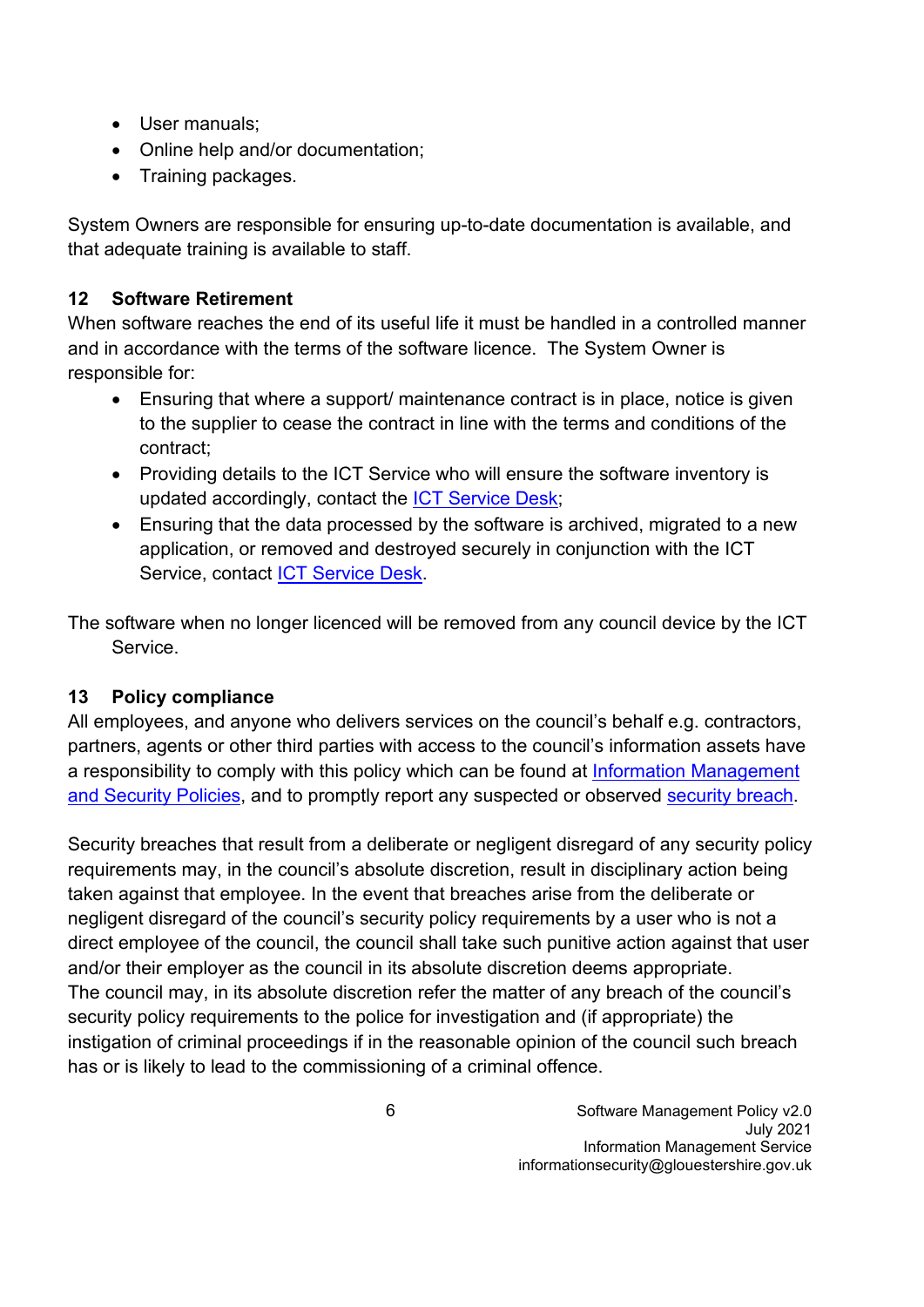- User manuals;
- Online help and/or documentation;
- Training packages.

System Owners are responsible for ensuring up-to-date documentation is available, and that adequate training is available to staff.

## 12 Software Retirement

When software reaches the end of its useful life it must be handled in a controlled manner and in accordance with the terms of the software licence. The System Owner is responsible for:

- Ensuring that where a support/ maintenance contract is in place, notice is given to the supplier to cease the contract in line with the terms and conditions of the contract;
- Providing details to the ICT Service who will ensure the software inventory is updated accordingly, contact the ICT Service Desk;
- Ensuring that the data processed by the software is archived, migrated to a new application, or removed and destroyed securely in conjunction with the ICT Service, contact ICT Service Desk.

The software when no longer licenced will be removed from any council device by the ICT Service.

## 13 Policy compliance

All employees, and anyone who delivers services on the council's behalf e.g. contractors, partners, agents or other third parties with access to the council's information assets have a responsibility to comply with this policy which can be found at Information Management and Security Policies, and to promptly report any suspected or observed security breach.

Security breaches that result from a deliberate or negligent disregard of any security policy requirements may, in the council's absolute discretion, result in disciplinary action being taken against that employee. In the event that breaches arise from the deliberate or negligent disregard of the council's security policy requirements by a user who is not a direct employee of the council, the council shall take such punitive action against that user and/or their employer as the council in its absolute discretion deems appropriate.
The council may, in its absolute discretion refer the matter of any breach of the council's security policy requirements to the police for investigation and (if appropriate) the instigation of criminal proceedings if in the reasonable opinion of the council such breach has or is likely to lead to the commissioning of a criminal offence.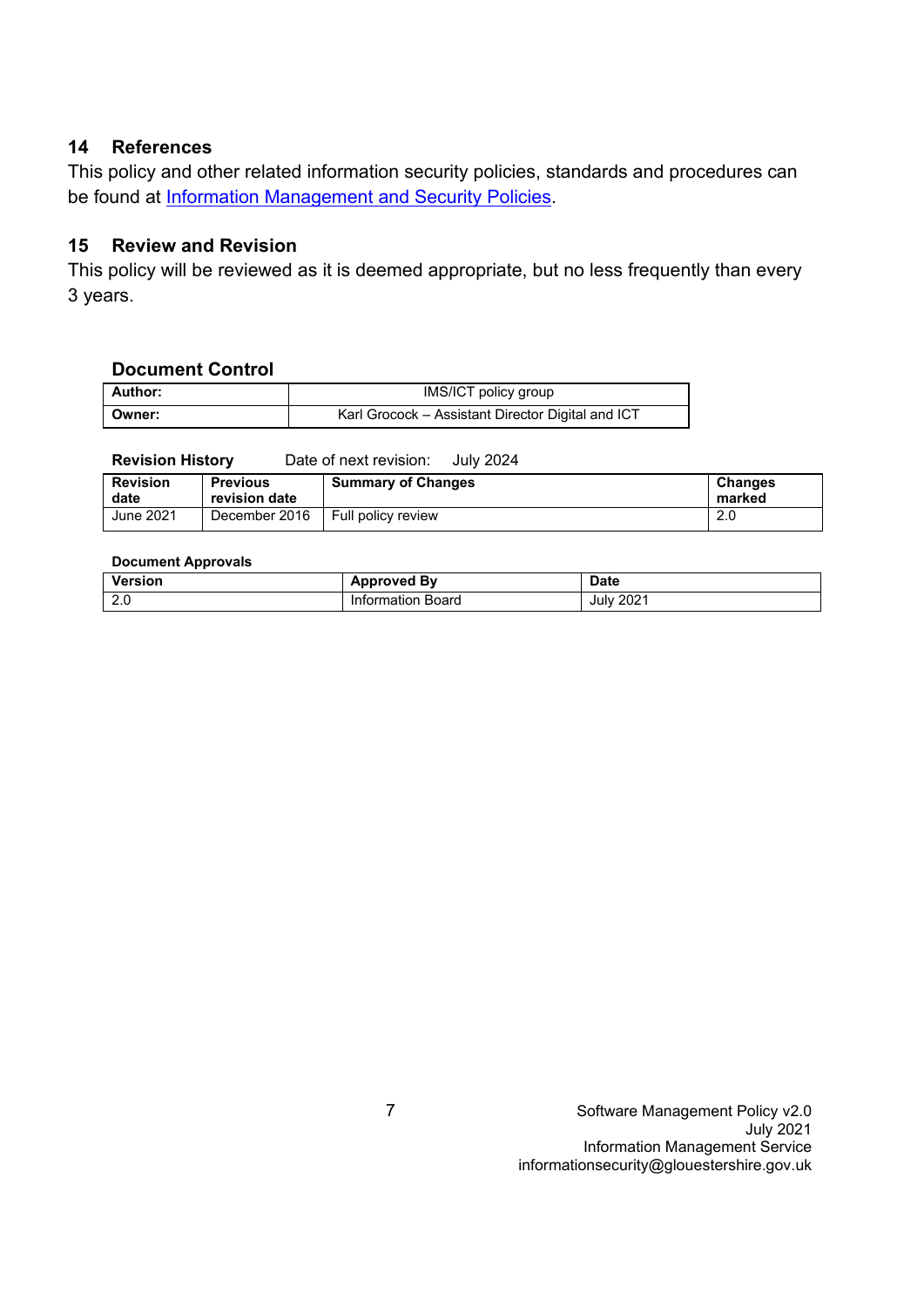## 14 References

This policy and other related information security policies, standards and procedures can be found at [Information Management and Security Policies](Information Management and Security Policies).

## 15 Review and Revision

This policy will be reviewed as it is deemed appropriate, but no less frequently than every 3 years.

### Document Control

| | |
|---|---|
| **Author:** | IMS/ICT policy group |
| **Owner:** | Karl Grocock – Assistant Director Digital and ICT |

**Revision History** Date of next revision: July 2024

| Revision date | Previous revision date | Summary of Changes | Changes marked |
|---|---|---|---|
| June 2021 | December 2016 | Full policy review | 2.0 |

**Document Approvals**

| Version | Approved By | Date |
|---|---|---|
| 2.0 | Information Board | July 2021 |

Software Management Policy v2.0
July 2021
Information Management Service
informationsecurity@glouestershire.gov.uk